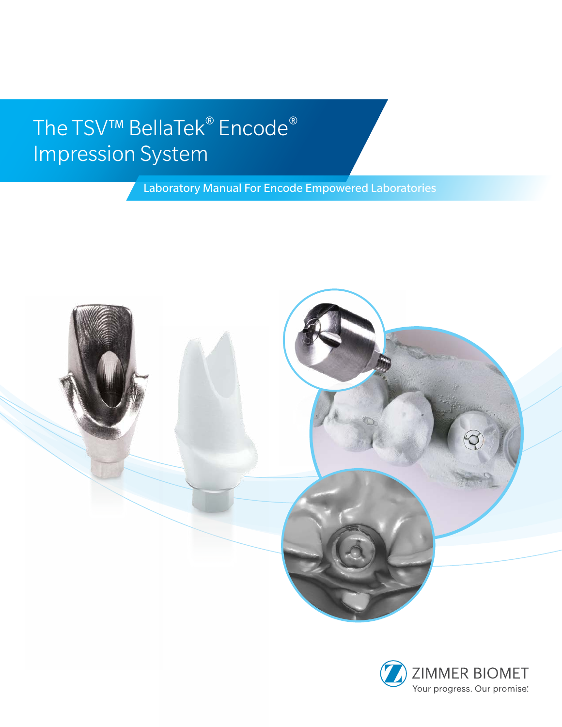# The TSV™ BellaTek® Encode® Impression System

## Laboratory Manual For Encode Empowered Laboratories

ZIMMER BIOMET

Your progress. Our promise.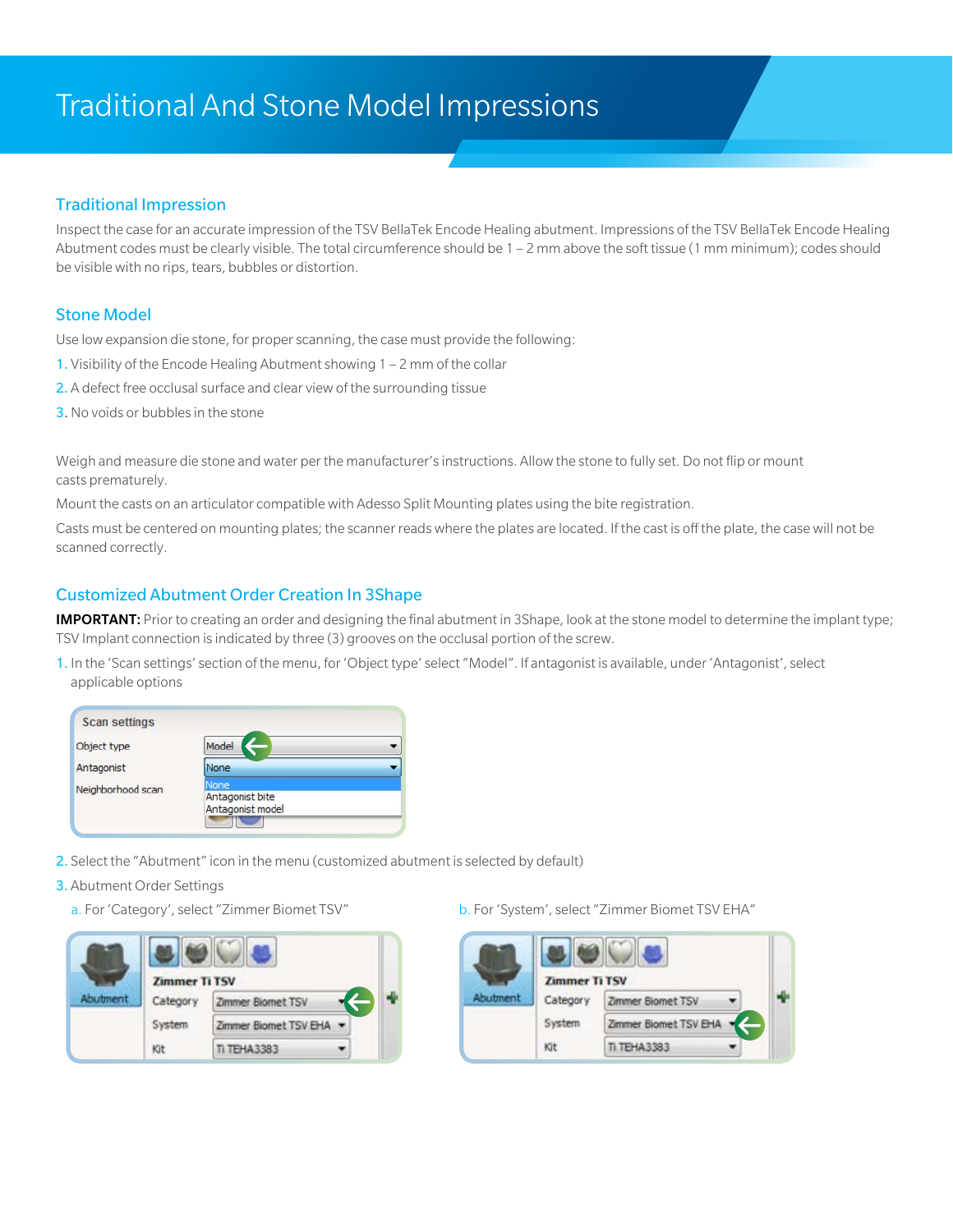# Traditional And Stone Model Impressions

## Traditional Impression

Inspect the case for an accurate impression of the TSV BellaTek Encode Healing abutment. Impressions of the TSV BellaTek Encode Healing Abutment codes must be clearly visible. The total circumference should be 1 – 2 mm above the soft tissue (1 mm minimum); codes should be visible with no rips, tears, bubbles or distortion.

## Stone Model

Use low expansion die stone, for proper scanning, the case must provide the following:

1. Visibility of the Encode Healing Abutment showing 1 – 2 mm of the collar
2. A defect free occlusal surface and clear view of the surrounding tissue
3. No voids or bubbles in the stone

Weigh and measure die stone and water per the manufacturer's instructions. Allow the stone to fully set. Do not flip or mount casts prematurely.

Mount the casts on an articulator compatible with Adesso Split Mounting plates using the bite registration.

Casts must be centered on mounting plates; the scanner reads where the plates are located. If the cast is off the plate, the case will not be scanned correctly.

## Customized Abutment Order Creation In 3Shape

**IMPORTANT:** Prior to creating an order and designing the final abutment in 3Shape, look at the stone model to determine the implant type; TSV Implant connection is indicated by three (3) grooves on the occlusal portion of the screw.

1. In the 'Scan settings' section of the menu, for 'Object type' select "Model". If antagonist is available, under 'Antagonist', select applicable options
2. Select the "Abutment" icon in the menu (customized abutment is selected by default)
3. Abutment Order Settings
   a. For 'Category', select "Zimmer Biomet TSV"
   b. For 'System', select "Zimmer Biomet TSV EHA"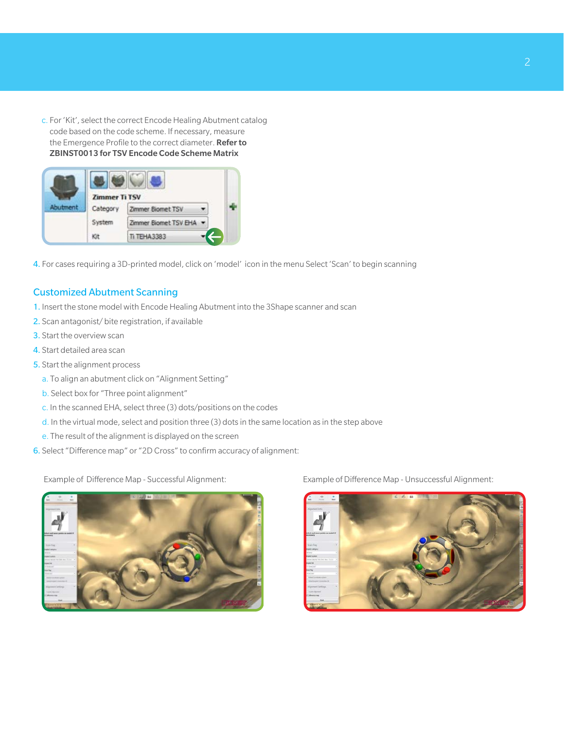c. For 'Kit', select the correct Encode Healing Abutment catalog code based on the code scheme. If necessary, measure the Emergence Profile to the correct diameter. **Refer to ZBINST0013 for TSV Encode Code Scheme Matrix**

4. For cases requiring a 3D-printed model, click on 'model' icon in the menu Select 'Scan' to begin scanning

## Customized Abutment Scanning

1. Insert the stone model with Encode Healing Abutment into the 3Shape scanner and scan
2. Scan antagonist/ bite registration, if available
3. Start the overview scan
4. Start detailed area scan
5. Start the alignment process
   a. To align an abutment click on "Alignment Setting"
   b. Select box for "Three point alignment"
   c. In the scanned EHA, select three (3) dots/positions on the codes
   d. In the virtual mode, select and position three (3) dots in the same location as in the step above
   e. The result of the alignment is displayed on the screen
6. Select "Difference map" or "2D Cross" to confirm accuracy of alignment:

Example of Difference Map - Successful Alignment:

Example of Difference Map - Unsuccessful Alignment: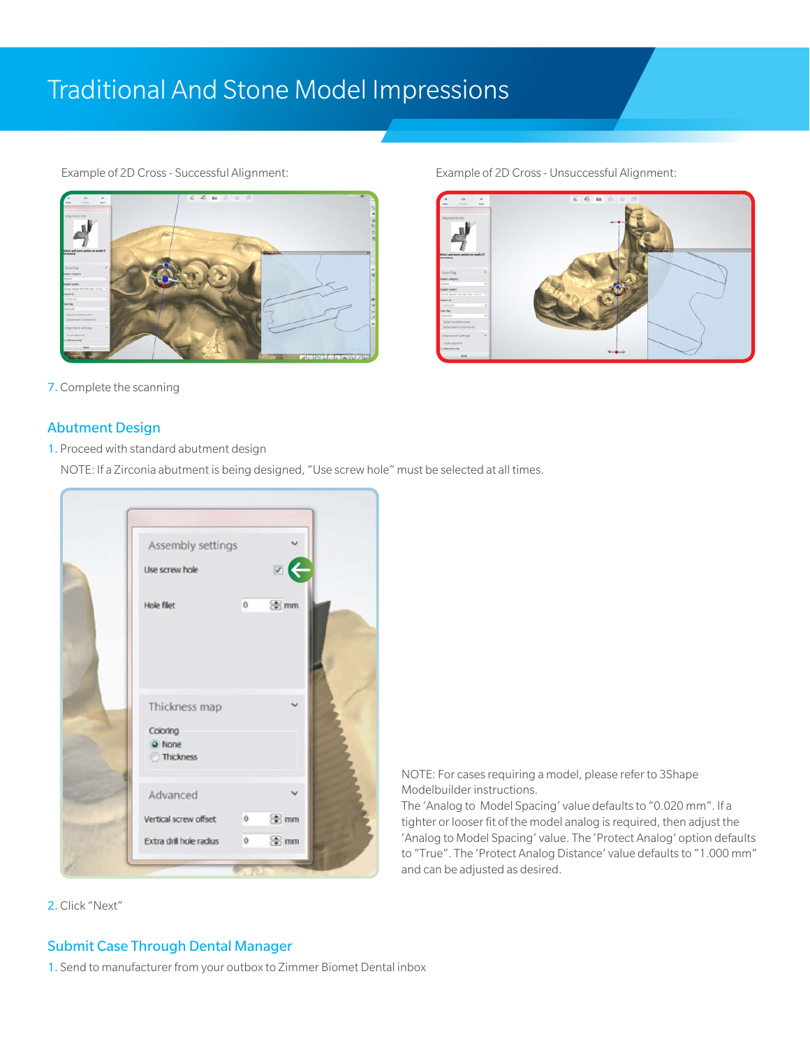# Traditional And Stone Model Impressions

Example of 2D Cross - Successful Alignment:

Example of 2D Cross - Unsuccessful Alignment:

7. Complete the scanning

## Abutment Design

1. Proceed with standard abutment design

   NOTE: If a Zirconia abutment is being designed, "Use screw hole" must be selected at all times.

NOTE: For cases requiring a model, please refer to 3Shape Modelbuilder instructions.
The 'Analog to Model Spacing' value defaults to "0.020 mm". If a tighter or looser fit of the model analog is required, then adjust the 'Analog to Model Spacing' value. The 'Protect Analog' option defaults to "True". The 'Protect Analog Distance' value defaults to "1.000 mm" and can be adjusted as desired.

2. Click "Next"

## Submit Case Through Dental Manager

1. Send to manufacturer from your outbox to Zimmer Biomet Dental inbox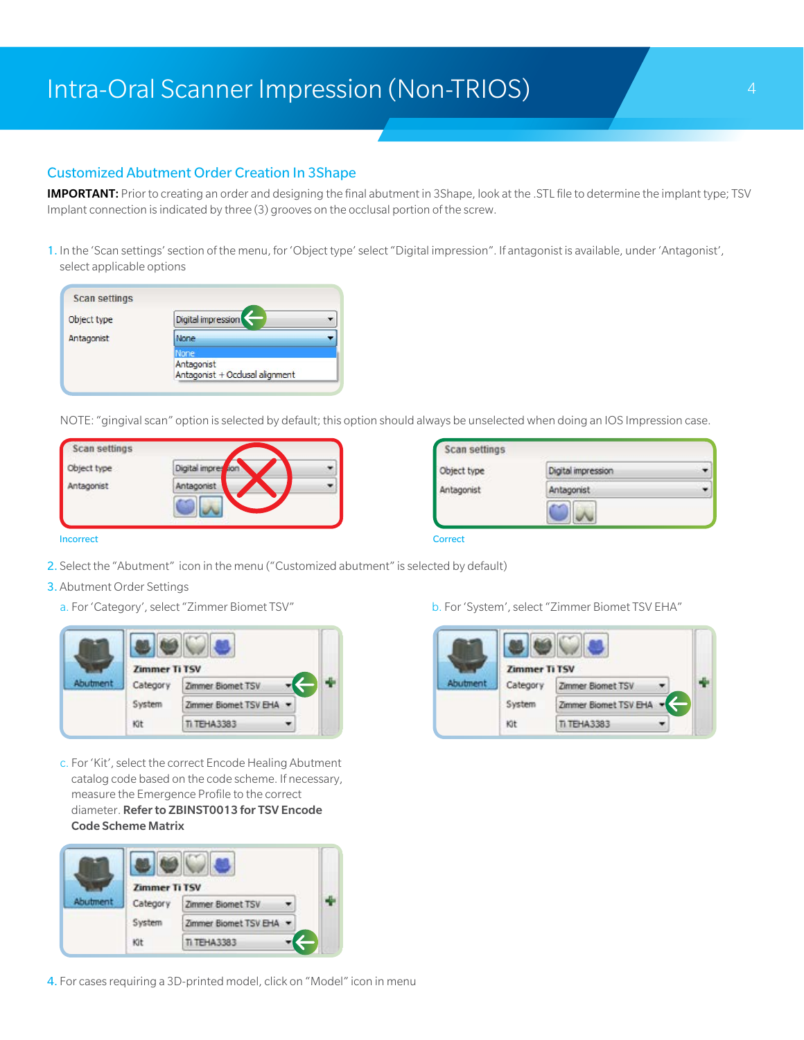# Intra-Oral Scanner Impression (Non-TRIOS)

## Customized Abutment Order Creation In 3Shape

**IMPORTANT:** Prior to creating an order and designing the final abutment in 3Shape, look at the .STL file to determine the implant type; TSV Implant connection is indicated by three (3) grooves on the occlusal portion of the screw.

1. In the 'Scan settings' section of the menu, for 'Object type' select "Digital impression". If antagonist is available, under 'Antagonist', select applicable options

NOTE: "gingival scan" option is selected by default; this option should always be unselected when doing an IOS Impression case.

Incorrect

Correct

2. Select the "Abutment" icon in the menu ("Customized abutment" is selected by default)
3. Abutment Order Settings
   a. For 'Category', select "Zimmer Biomet TSV"
   b. For 'System', select "Zimmer Biomet TSV EHA"
   c. For 'Kit', select the correct Encode Healing Abutment catalog code based on the code scheme. If necessary, measure the Emergence Profile to the correct diameter. **Refer to ZBINST0013 for TSV Encode Code Scheme Matrix**
4. For cases requiring a 3D-printed model, click on "Model" icon in menu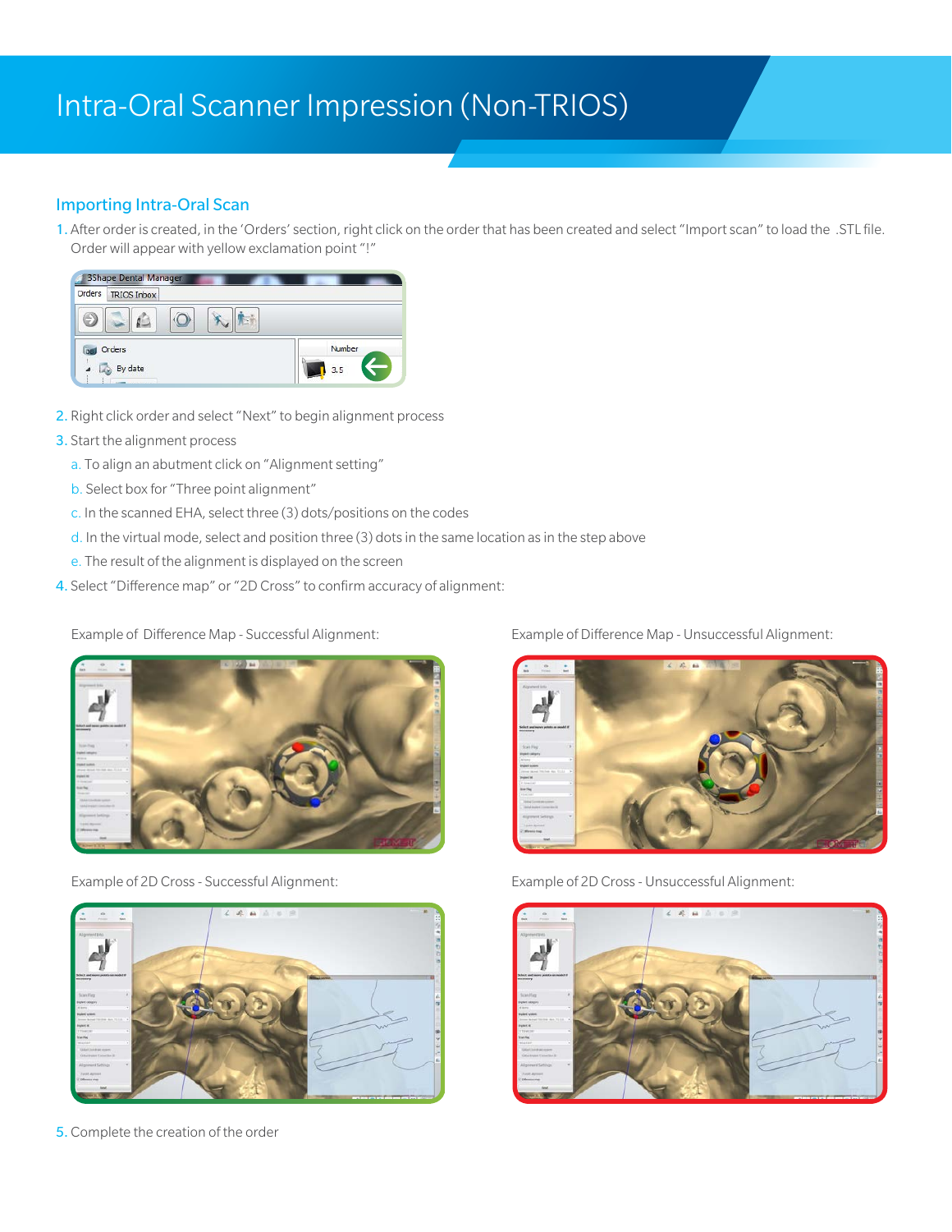# Intra-Oral Scanner Impression (Non-TRIOS)

## Importing Intra-Oral Scan

1. After order is created, in the 'Orders' section, right click on the order that has been created and select "Import scan" to load the .STL file. Order will appear with yellow exclamation point "!"

2. Right click order and select "Next" to begin alignment process
3. Start the alignment process
   a. To align an abutment click on "Alignment setting"
   b. Select box for "Three point alignment"
   c. In the scanned EHA, select three (3) dots/positions on the codes
   d. In the virtual mode, select and position three (3) dots in the same location as in the step above
   e. The result of the alignment is displayed on the screen
4. Select "Difference map" or "2D Cross" to confirm accuracy of alignment:

Example of Difference Map - Successful Alignment:

Example of Difference Map - Unsuccessful Alignment:

Example of 2D Cross - Successful Alignment:

Example of 2D Cross - Unsuccessful Alignment:

5. Complete the creation of the order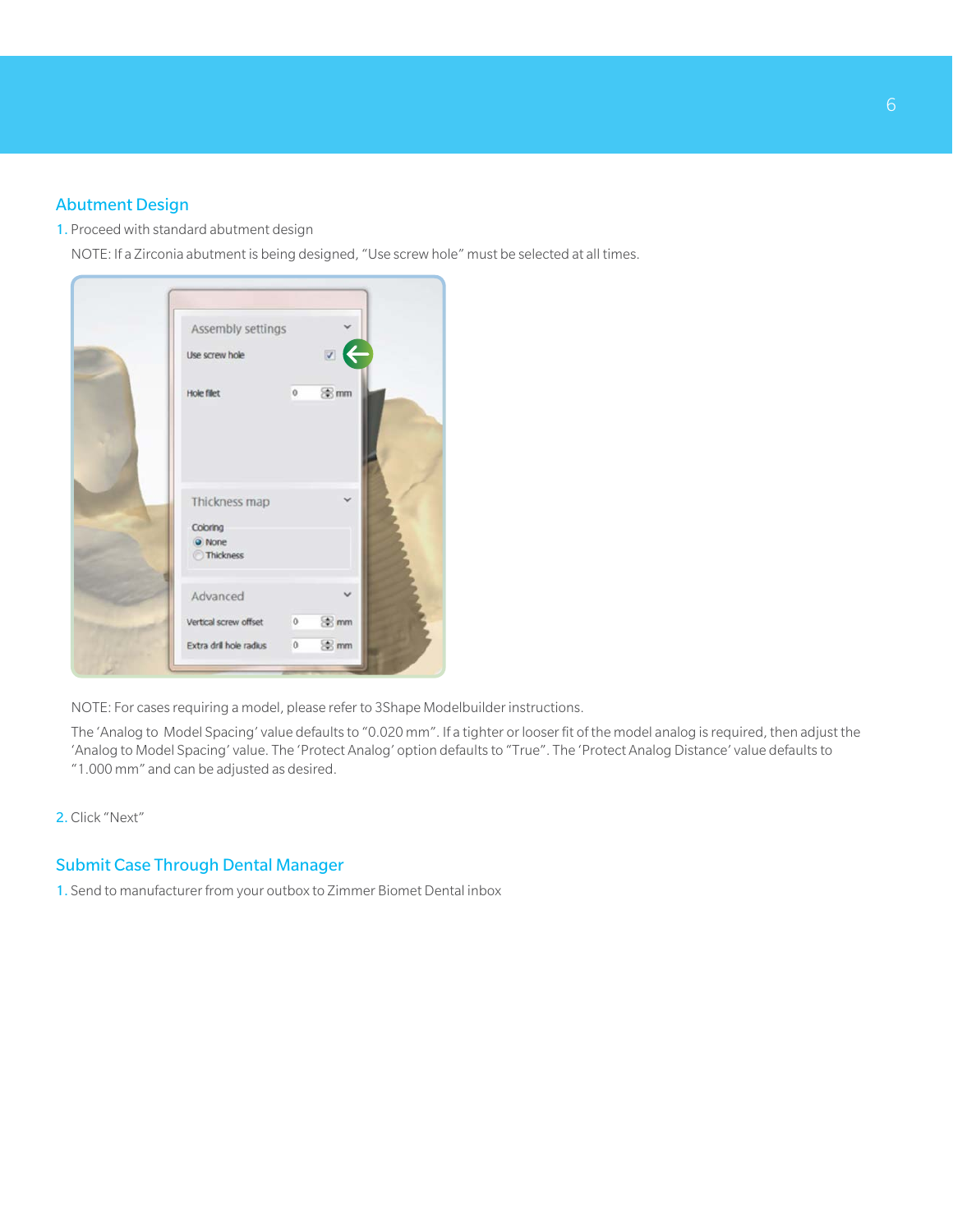## Abutment Design

1. Proceed with standard abutment design

   NOTE: If a Zirconia abutment is being designed, "Use screw hole" must be selected at all times.

   NOTE: For cases requiring a model, please refer to 3Shape Modelbuilder instructions.

   The 'Analog to Model Spacing' value defaults to "0.020 mm". If a tighter or looser fit of the model analog is required, then adjust the 'Analog to Model Spacing' value. The 'Protect Analog' option defaults to "True". The 'Protect Analog Distance' value defaults to "1.000 mm" and can be adjusted as desired.

2. Click "Next"

## Submit Case Through Dental Manager

1. Send to manufacturer from your outbox to Zimmer Biomet Dental inbox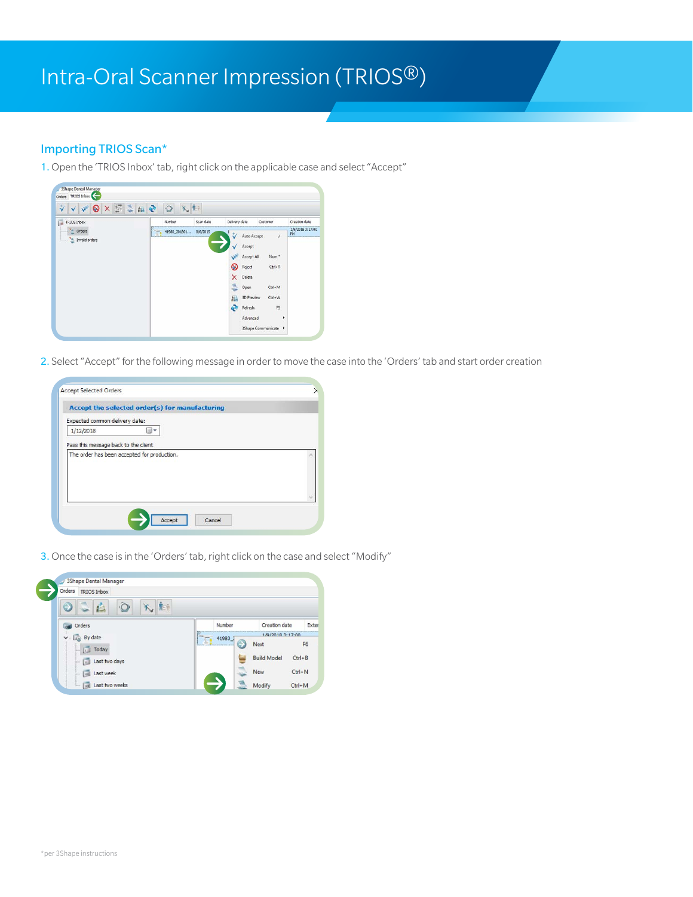# Intra-Oral Scanner Impression (TRIOS®)

## Importing TRIOS Scan*

1. Open the 'TRIOS Inbox' tab, right click on the applicable case and select "Accept"

2. Select "Accept" for the following message in order to move the case into the 'Orders' tab and start order creation

3. Once the case is in the 'Orders' tab, right click on the case and select "Modify"

*per 3Shape instructions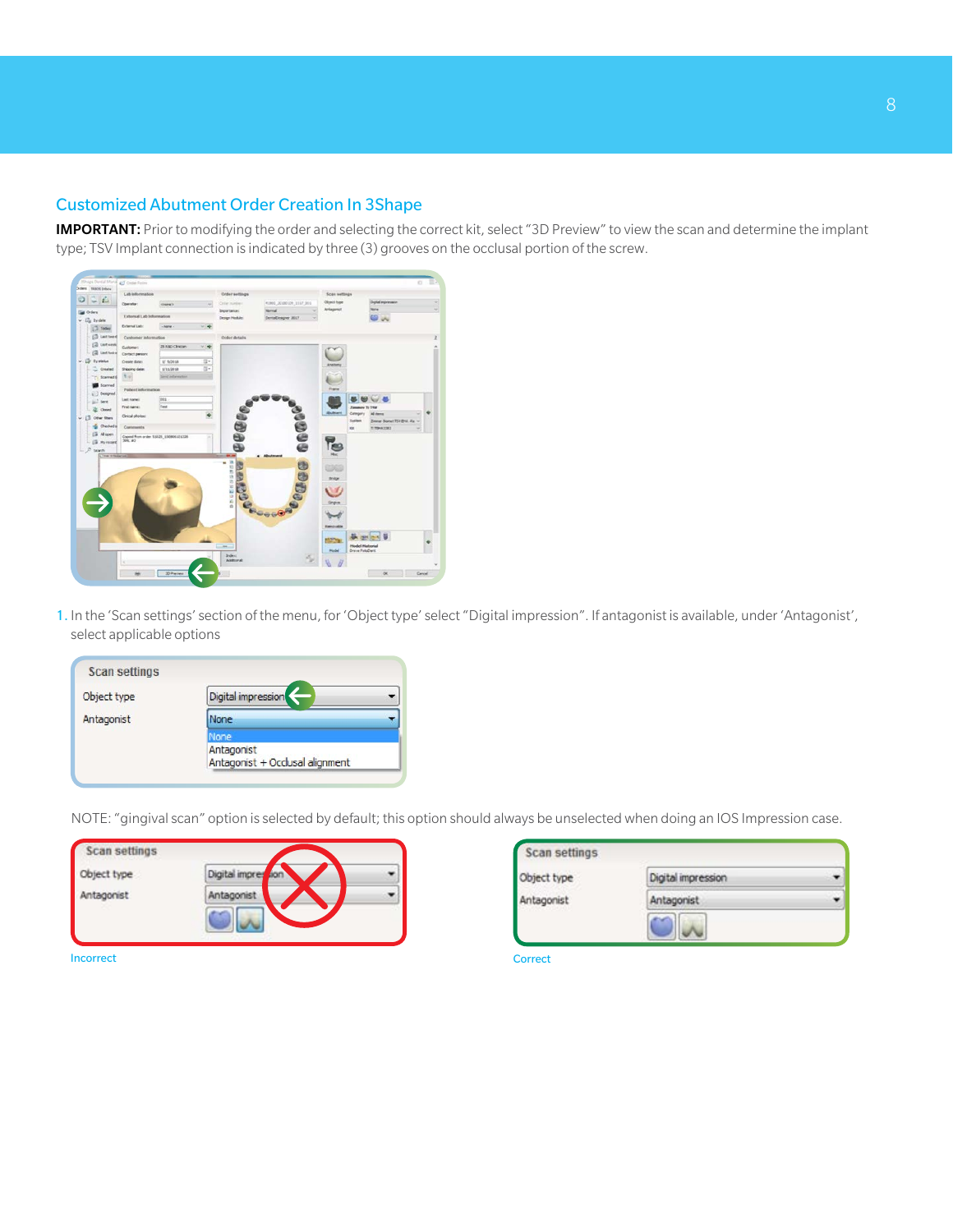## Customized Abutment Order Creation In 3Shape

**IMPORTANT:** Prior to modifying the order and selecting the correct kit, select "3D Preview" to view the scan and determine the implant type; TSV Implant connection is indicated by three (3) grooves on the occlusal portion of the screw.

1. In the 'Scan settings' section of the menu, for 'Object type' select "Digital impression". If antagonist is available, under 'Antagonist', select applicable options

NOTE: "gingival scan" option is selected by default; this option should always be unselected when doing an IOS Impression case.

Incorrect

Correct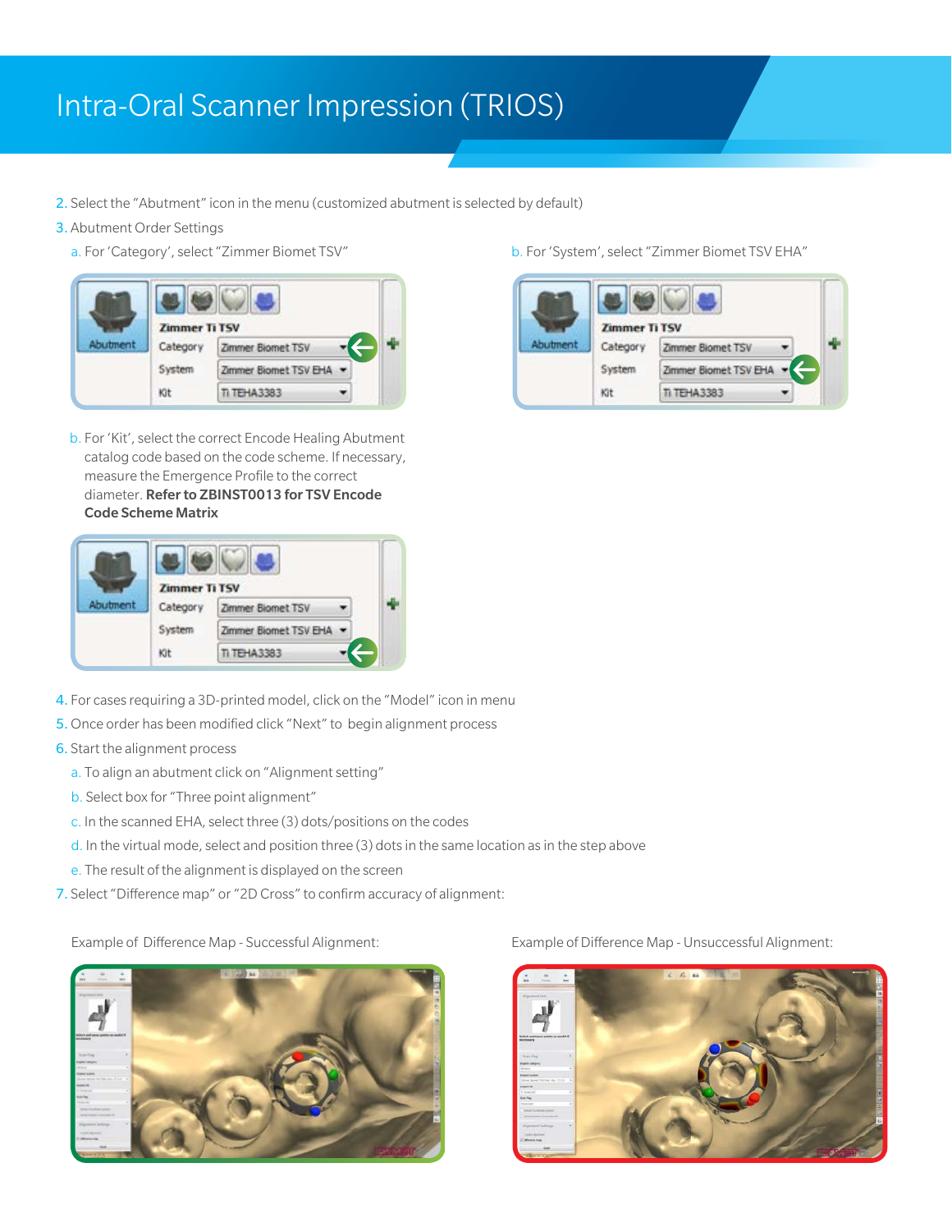# Intra-Oral Scanner Impression (TRIOS)

2. Select the "Abutment" icon in the menu (customized abutment is selected by default)
3. Abutment Order Settings
   a. For 'Category', select "Zimmer Biomet TSV"
   b. For 'System', select "Zimmer Biomet TSV EHA"
   b. For 'Kit', select the correct Encode Healing Abutment catalog code based on the code scheme. If necessary, measure the Emergence Profile to the correct diameter. **Refer to ZBINST0013 for TSV Encode Code Scheme Matrix**
4. For cases requiring a 3D-printed model, click on the "Model" icon in menu
5. Once order has been modified click "Next" to begin alignment process
6. Start the alignment process
   a. To align an abutment click on "Alignment setting"
   b. Select box for "Three point alignment"
   c. In the scanned EHA, select three (3) dots/positions on the codes
   d. In the virtual mode, select and position three (3) dots in the same location as in the step above
   e. The result of the alignment is displayed on the screen
7. Select "Difference map" or "2D Cross" to confirm accuracy of alignment:

Example of Difference Map - Successful Alignment:

Example of Difference Map - Unsuccessful Alignment: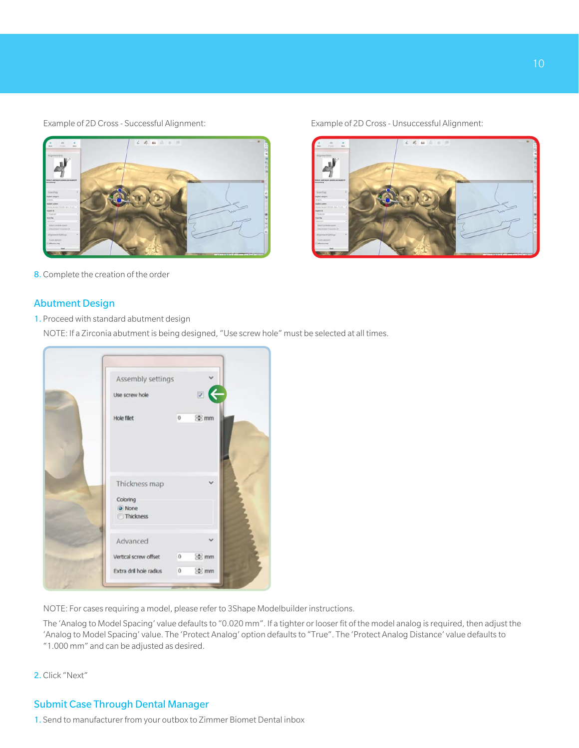Example of 2D Cross - Successful Alignment:

Example of 2D Cross - Unsuccessful Alignment:

8. Complete the creation of the order

## Abutment Design

1. Proceed with standard abutment design

   NOTE: If a Zirconia abutment is being designed, "Use screw hole" must be selected at all times.

   NOTE: For cases requiring a model, please refer to 3Shape Modelbuilder instructions.

   The 'Analog to Model Spacing' value defaults to "0.020 mm". If a tighter or looser fit of the model analog is required, then adjust the 'Analog to Model Spacing' value. The 'Protect Analog' option defaults to "True". The 'Protect Analog Distance' value defaults to "1.000 mm" and can be adjusted as desired.

2. Click "Next"

## Submit Case Through Dental Manager

1. Send to manufacturer from your outbox to Zimmer Biomet Dental inbox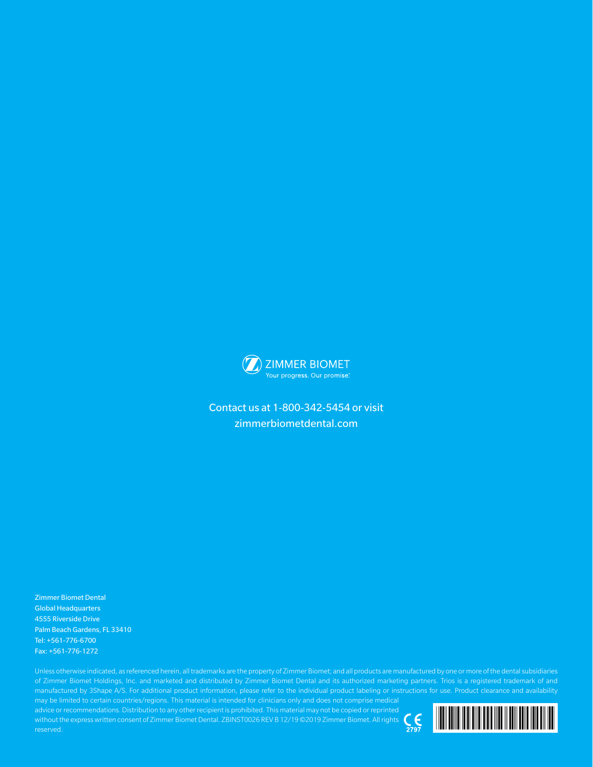ZIMMER BIOMET

Your progress. Our promise.

Contact us at 1-800-342-5454 or visit zimmerbiometdental.com

Zimmer Biomet Dental
Global Headquarters
4555 Riverside Drive
Palm Beach Gardens, FL 33410
Tel: +561-776-6700
Fax: +561-776-1272

Unless otherwise indicated, as referenced herein, all trademarks are the property of Zimmer Biomet; and all products are manufactured by one or more of the dental subsidiaries of Zimmer Biomet Holdings, Inc. and marketed and distributed by Zimmer Biomet Dental and its authorized marketing partners. Trios is a registered trademark of and manufactured by 3Shape A/S. For additional product information, please refer to the individual product labeling or instructions for use. Product clearance and availability may be limited to certain countries/regions. This material is intended for clinicians only and does not comprise medical advice or recommendations. Distribution to any other recipient is prohibited. This material may not be copied or reprinted without the express written consent of Zimmer Biomet Dental. ZBINST0026 REV B 12/19 ©2019 Zimmer Biomet. All rights reserved.

CE 2797